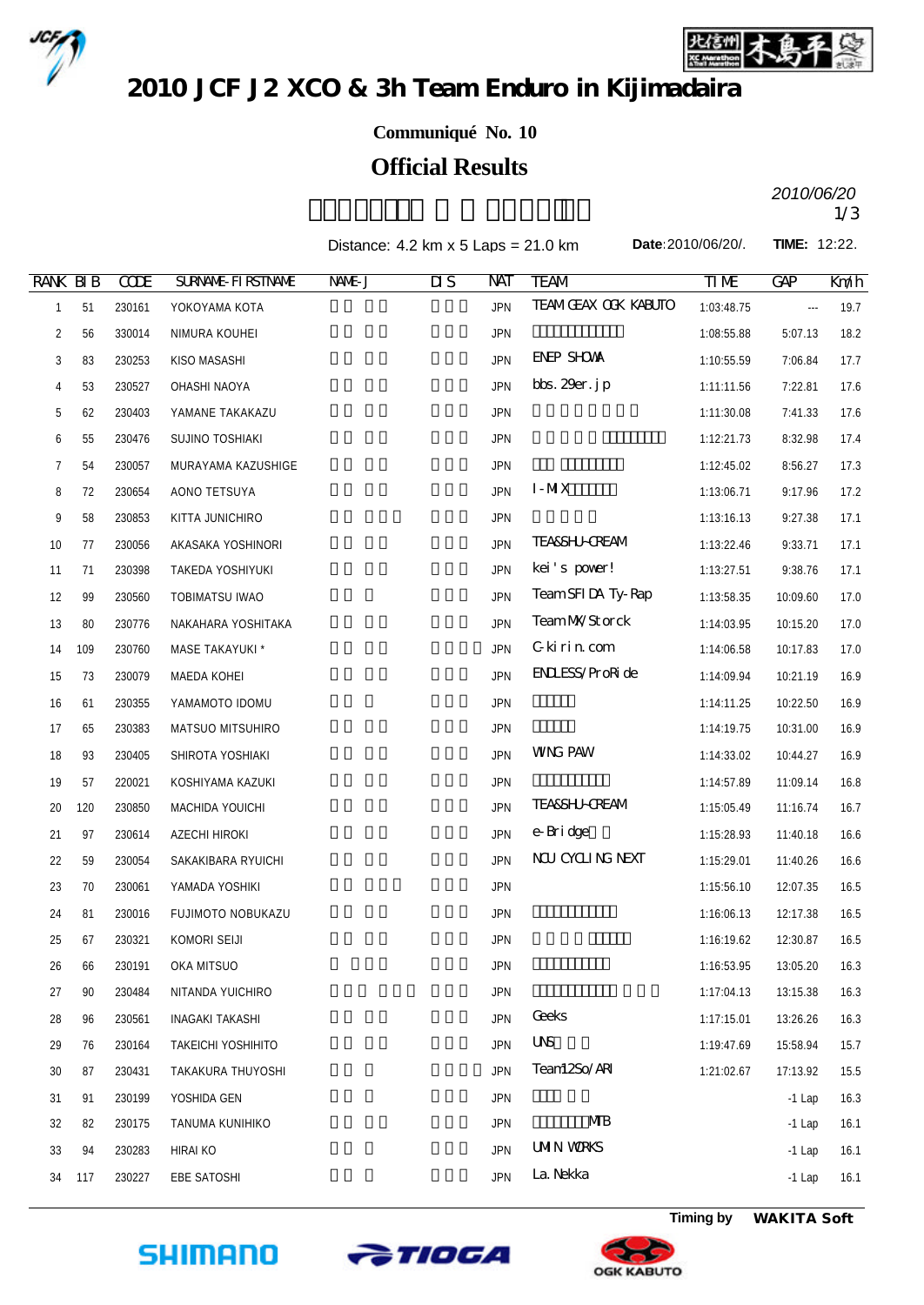# 2010 JCF J2 XCO & 3h Team Enduro in Kijimadaira

**Communiqué No. 10**

## Official Results

*2010/06/20*

Distance: 4.2 km x 5 Laps = 21.0 km　　**Date**:2010/06/20/.　　**TIME:** 12:22.

| RANK | BIB | CODE | SURNAME-FIRSTNAME | NAME-J | DIS | NAT | TEAM | TIME | GAP | Km/h |
|---|---|---|---|---|---|---|---|---|---|---|
| 1 | 51 | 230161 | YOKOYAMA KOTA | | | JPN | TEAM GEAX OGK KABUTO | 1:03:48.75 | --- | 19.7 |
| 2 | 56 | 330014 | NIMURA KOUHEI | | | JPN | | 1:08:55.88 | 5:07.13 | 18.2 |
| 3 | 83 | 230253 | KISO MASASHI | | | JPN | ENEP SHOWA | 1:10:55.59 | 7:06.84 | 17.7 |
| 4 | 53 | 230527 | OHASHI NAOYA | | | JPN | bbs.29er.jp | 1:11:11.56 | 7:22.81 | 17.6 |
| 5 | 62 | 230403 | YAMANE TAKAKAZU | | | JPN | | 1:11:30.08 | 7:41.33 | 17.6 |
| 6 | 55 | 230476 | SUJINO TOSHIAKI | | | JPN | | 1:12:21.73 | 8:32.98 | 17.4 |
| 7 | 54 | 230057 | MURAYAMA KAZUSHIGE | | | JPN | | 1:12:45.02 | 8:56.27 | 17.3 |
| 8 | 72 | 230654 | AONO TETSUYA | | | JPN | I-MIX | 1:13:06.71 | 9:17.96 | 17.2 |
| 9 | 58 | 230853 | KITTA JUNICHIRO | | | JPN | | 1:13:16.13 | 9:27.38 | 17.1 |
| 10 | 77 | 230056 | AKASAKA YOSHINORI | | | JPN | TEAM SHU-CREAM | 1:13:22.46 | 9:33.71 | 17.1 |
| 11 | 71 | 230398 | TAKEDA YOSHIYUKI | | | JPN | kei's power! | 1:13:27.51 | 9:38.76 | 17.1 |
| 12 | 99 | 230560 | TOBIMATSU IWAO | | | JPN | Team SFIDA Ty-Rap | 1:13:58.35 | 10:09.60 | 17.0 |
| 13 | 80 | 230776 | NAKAHARA YOSHITAKA | | | JPN | Team MX/Storck | 1:14:03.95 | 10:15.20 | 17.0 |
| 14 | 109 | 230760 | MASE TAKAYUKI * | | | JPN | C-kirin.com | 1:14:06.58 | 10:17.83 | 17.0 |
| 15 | 73 | 230079 | MAEDA KOHEI | | | JPN | ENDLESS/ProRide | 1:14:09.94 | 10:21.19 | 16.9 |
| 16 | 61 | 230355 | YAMAMOTO IDOMU | | | JPN | | 1:14:11.25 | 10:22.50 | 16.9 |
| 17 | 65 | 230383 | MATSUO MITSUHIRO | | | JPN | | 1:14:19.75 | 10:31.00 | 16.9 |
| 18 | 93 | 230405 | SHIROTA YOSHIAKI | | | JPN | WING PAW | 1:14:33.02 | 10:44.27 | 16.9 |
| 19 | 57 | 220021 | KOSHIYAMA KAZUKI | | | JPN | | 1:14:57.89 | 11:09.14 | 16.8 |
| 20 | 120 | 230850 | MACHIDA YOUICHI | | | JPN | TEAM SHU-CREAM | 1:15:05.49 | 11:16.74 | 16.7 |
| 21 | 97 | 230614 | AZECHI HIROKI | | | JPN | e-Bridge | 1:15:28.93 | 11:40.18 | 16.6 |
| 22 | 59 | 230054 | SAKAKIBARA RYUICHI | | | JPN | NCU CYCLING NEXT | 1:15:29.01 | 11:40.26 | 16.6 |
| 23 | 70 | 230061 | YAMADA YOSHIKI | | | JPN | | 1:15:56.10 | 12:07.35 | 16.5 |
| 24 | 81 | 230016 | FUJIMOTO NOBUKAZU | | | JPN | | 1:16:06.13 | 12:17.38 | 16.5 |
| 25 | 67 | 230321 | KOMORI SEIJI | | | JPN | | 1:16:19.62 | 12:30.87 | 16.5 |
| 26 | 66 | 230191 | OKA MITSUO | | | JPN | | 1:16:53.95 | 13:05.20 | 16.3 |
| 27 | 90 | 230484 | NITANDA YUICHIRO | | | JPN | | 1:17:04.13 | 13:15.38 | 16.3 |
| 28 | 96 | 230561 | INAGAKI TAKASHI | | | JPN | Geeks | 1:17:15.01 | 13:26.26 | 16.3 |
| 29 | 76 | 230164 | TAKEICHI YOSHIHITO | | | JPN | UNS | 1:19:47.69 | 15:58.94 | 15.7 |
| 30 | 87 | 230431 | TAKAKURA THUYOSHI | | | JPN | Team12So/ARI | 1:21:02.67 | 17:13.92 | 15.5 |
| 31 | 91 | 230199 | YOSHIDA GEN | | | JPN | | | -1 Lap | 16.3 |
| 32 | 82 | 230175 | TANUMA KUNIHIKO | | | JPN | MTB | | -1 Lap | 16.1 |
| 33 | 94 | 230283 | HIRAI KO | | | JPN | UMIN WORKS | | -1 Lap | 16.1 |
| 34 | 117 | 230227 | EBE SATOSHI | | | JPN | La.Nekka | | -1 Lap | 16.1 |

**Timing by　WAKITA Soft**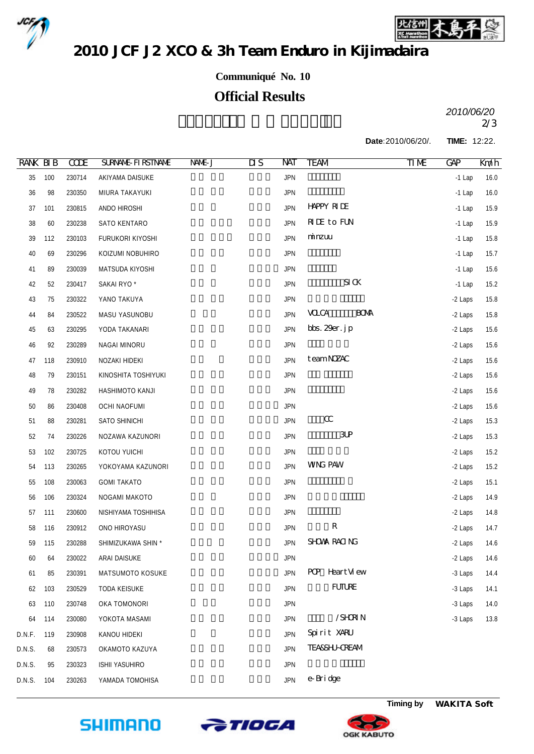# 2010 JCF J2 XCO & 3h Team Enduro in Kijimadaira

**Communiqué No. 10**

## Official Results

*2010/06/20*

**Date**:2010/06/20/. **TIME:** 12:22.

| RANK | BIB | CODE | SURNAME-FIRSTNAME | NAME-J | DIS | NAT | TEAM | TIME | GAP | Km/h |
|---|---|---|---|---|---|---|---|---|---|---|
| 35 | 100 | 230714 | AKIYAMA DAISUKE | | | JPN | | | -1 Lap | 16.0 |
| 36 | 98 | 230350 | MIURA TAKAYUKI | | | JPN | | | -1 Lap | 16.0 |
| 37 | 101 | 230815 | ANDO HIROSHI | | | JPN | HAPPY RIDE | | -1 Lap | 15.9 |
| 38 | 60 | 230238 | SATO KENTARO | | | JPN | RIDE to FUN | | -1 Lap | 15.9 |
| 39 | 112 | 230103 | FURUKORI KIYOSHI | | | JPN | minzuu | | -1 Lap | 15.8 |
| 40 | 69 | 230296 | KOIZUMI NOBUHIRO | | | JPN | | | -1 Lap | 15.7 |
| 41 | 89 | 230039 | MATSUDA KIYOSHI | | | JPN | | | -1 Lap | 15.6 |
| 42 | 52 | 230417 | SAKAI RYO * | | | JPN | SICK | | -1 Lap | 15.2 |
| 43 | 75 | 230322 | YANO TAKUYA | | | JPN | | | -2 Laps | 15.8 |
| 44 | 84 | 230522 | MASU YASUNOBU | | | JPN | VOLCA BOMA | | -2 Laps | 15.8 |
| 45 | 63 | 230295 | YODA TAKANARI | | | JPN | bbs.29er.jp | | -2 Laps | 15.6 |
| 46 | 92 | 230289 | NAGAI MINORU | | | JPN | | | -2 Laps | 15.6 |
| 47 | 118 | 230910 | NOZAKI HIDEKI | | | JPN | teamNOZAC | | -2 Laps | 15.6 |
| 48 | 79 | 230151 | KINOSHITA TOSHIYUKI | | | JPN | | | -2 Laps | 15.6 |
| 49 | 78 | 230282 | HASHIMOTO KANJI | | | JPN | | | -2 Laps | 15.6 |
| 50 | 86 | 230408 | OCHI NAOFUMI | | | JPN | | | -2 Laps | 15.6 |
| 51 | 88 | 230281 | SATO SHINICHI | | | JPN | CC | | -2 Laps | 15.3 |
| 52 | 74 | 230226 | NOZAWA KAZUNORI | | | JPN | 3UP | | -2 Laps | 15.3 |
| 53 | 102 | 230725 | KOTOU YUICHI | | | JPN | | | -2 Laps | 15.2 |
| 54 | 113 | 230265 | YOKOYAMA KAZUNORI | | | JPN | WING PAW | | -2 Laps | 15.2 |
| 55 | 108 | 230063 | GOMI TAKATO | | | JPN | | | -2 Laps | 15.1 |
| 56 | 106 | 230324 | NOGAMI MAKOTO | | | JPN | | | -2 Laps | 14.9 |
| 57 | 111 | 230600 | NISHIYAMA TOSHIHISA | | | JPN | | | -2 Laps | 14.8 |
| 58 | 116 | 230912 | ONO HIROYASU | | | JPN | R | | -2 Laps | 14.7 |
| 59 | 115 | 230288 | SHIMIZUKAWA SHIN * | | | JPN | SHOWA RACING | | -2 Laps | 14.6 |
| 60 | 64 | 230022 | ARAI DAISUKE | | | JPN | | | -2 Laps | 14.6 |
| 61 | 85 | 230391 | MATSUMOTO KOSUKE | | | JPN | POP HeartView | | -3 Laps | 14.4 |
| 62 | 103 | 230529 | TODA KEISUKE | | | JPN | FUTURE | | -3 Laps | 14.1 |
| 63 | 110 | 230748 | OKA TOMONORI | | | JPN | | | -3 Laps | 14.0 |
| 64 | 114 | 230080 | YOKOTA MASAMI | | | JPN | /SHORIN | | -3 Laps | 13.8 |
| D.N.F. | 119 | 230908 | KANOU HIDEKI | | | JPN | Spirit XARU | | | |
| D.N.S. | 68 | 230573 | OKAMOTO KAZUYA | | | JPN | TEA&SHU-CREAM | | | |
| D.N.S. | 95 | 230323 | ISHII YASUHIRO | | | JPN | | | | |
| D.N.S. | 104 | 230263 | YAMADA TOMOHISA | | | JPN | e-Bridge | | | |

**Timing by** **WAKITA Soft**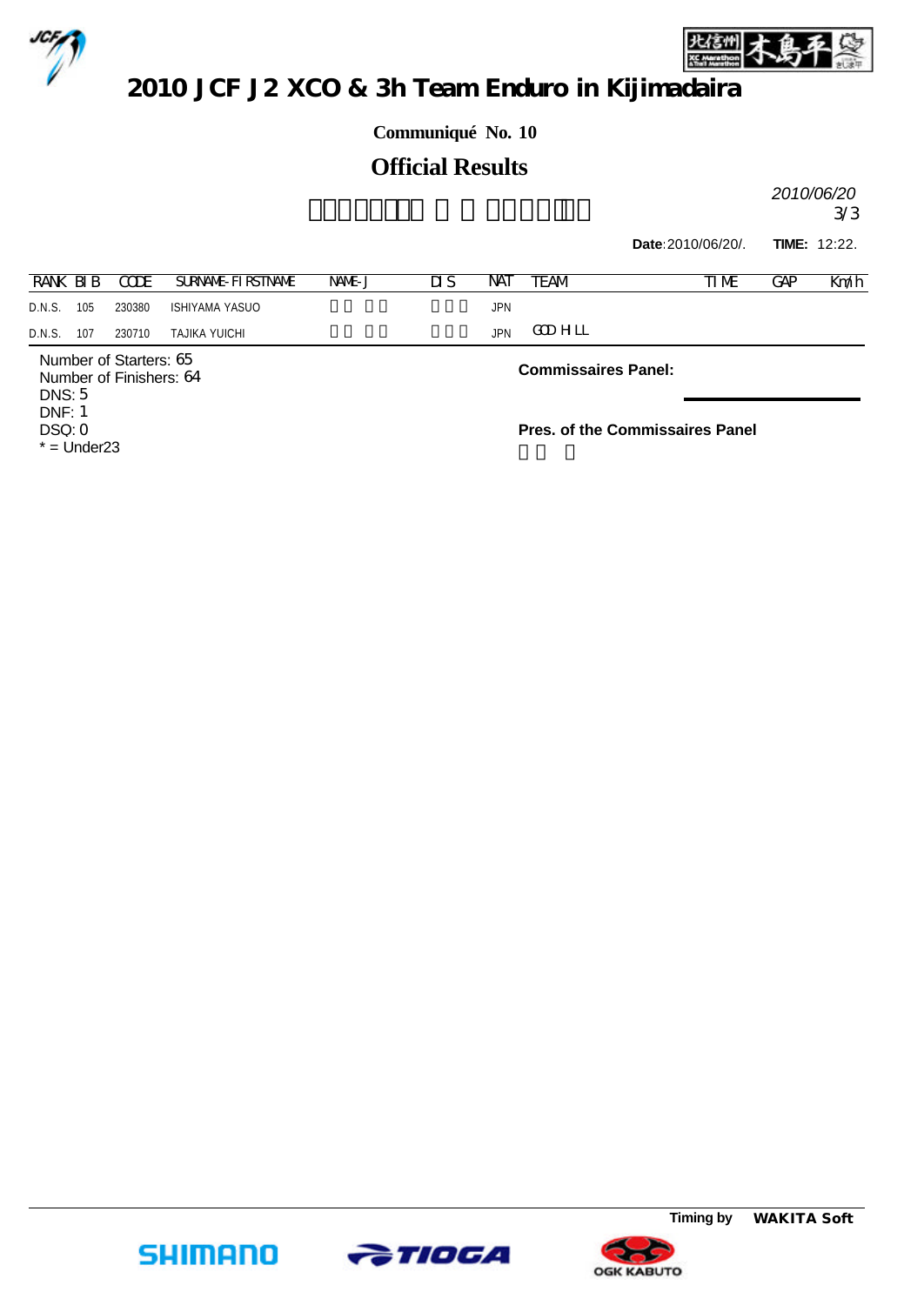# 2010 JCF J2 XCO & 3h Team Enduro in Kijimadaira

**Communiqué No. 10**

## Official Results

*2010/06/20*

**Date**:2010/06/20/. **TIME:** 12:22.

| RANK | BIB | CODE | SURNAME-FIRSTNAME | NAME-J | DIS | NAT | TEAM | TIME | GAP | Km/h |
|---|---|---|---|---|---|---|---|---|---|---|
| D.N.S. | 105 | 230380 | ISHIYAMA YASUO | | | JPN | | | | |
| D.N.S. | 107 | 230710 | TAJIKA YUICHI | | | JPN | GOD HILL | | | |

Number of Starters: 65
Number of Finishers: 64
DNS: 5
DNF: 1
DSQ: 0
* = Under23

**Commissaires Panel:**

**Pres. of the Commissaires Panel**

Timing by **WAKITA Soft**